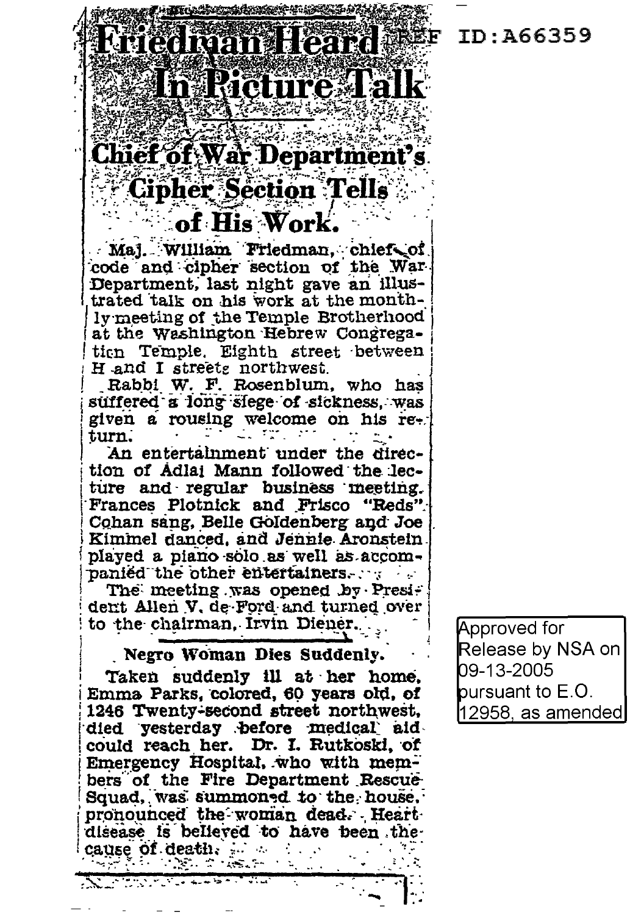REF ID:A66359

# Friedman Heard In Picture Talk

## Chief of War Department's Cipher Section Tells of His Work.

Maj. William Friedman, chief of code and cipher section of the War Department, last night gave an illustrated talk on his work at the monthly meeting of the Temple Brotherhood at the Washington Hebrew Congregation Temple, Eighth street between H and I streets northwest.

Rabbi W. F. Rosenblum, who has suffered a long siege of sickness, was given a rousing welcome on his return.

An entertainment under the direction of Adlai Mann followed the lecture and regular business meeting. Frances Plotnick and Frisco "Reds" Cohan sang, Belle Goldenberg and Joe Kimmel danced, and Jennie Aronstein played a piano solo as well as accompanied the other entertainers.

The meeting was opened by President Allen V. de Ford and turned over to the chairman, Irvin Diener.

**Negro Woman Dies Suddenly.**

Taken suddenly ill at her home, Emma Parks, colored, 60 years old, of 1246 Twenty-second street northwest, died yesterday before medical aid could reach her. Dr. I. Rutkoski, of Emergency Hospital, who with members of the Fire Department Rescue Squad, was summoned to the house, pronounced the woman dead. Heart disease is believed to have been the cause of death.

Approved for Release by NSA on 09-13-2005 pursuant to E.O. 12958, as amended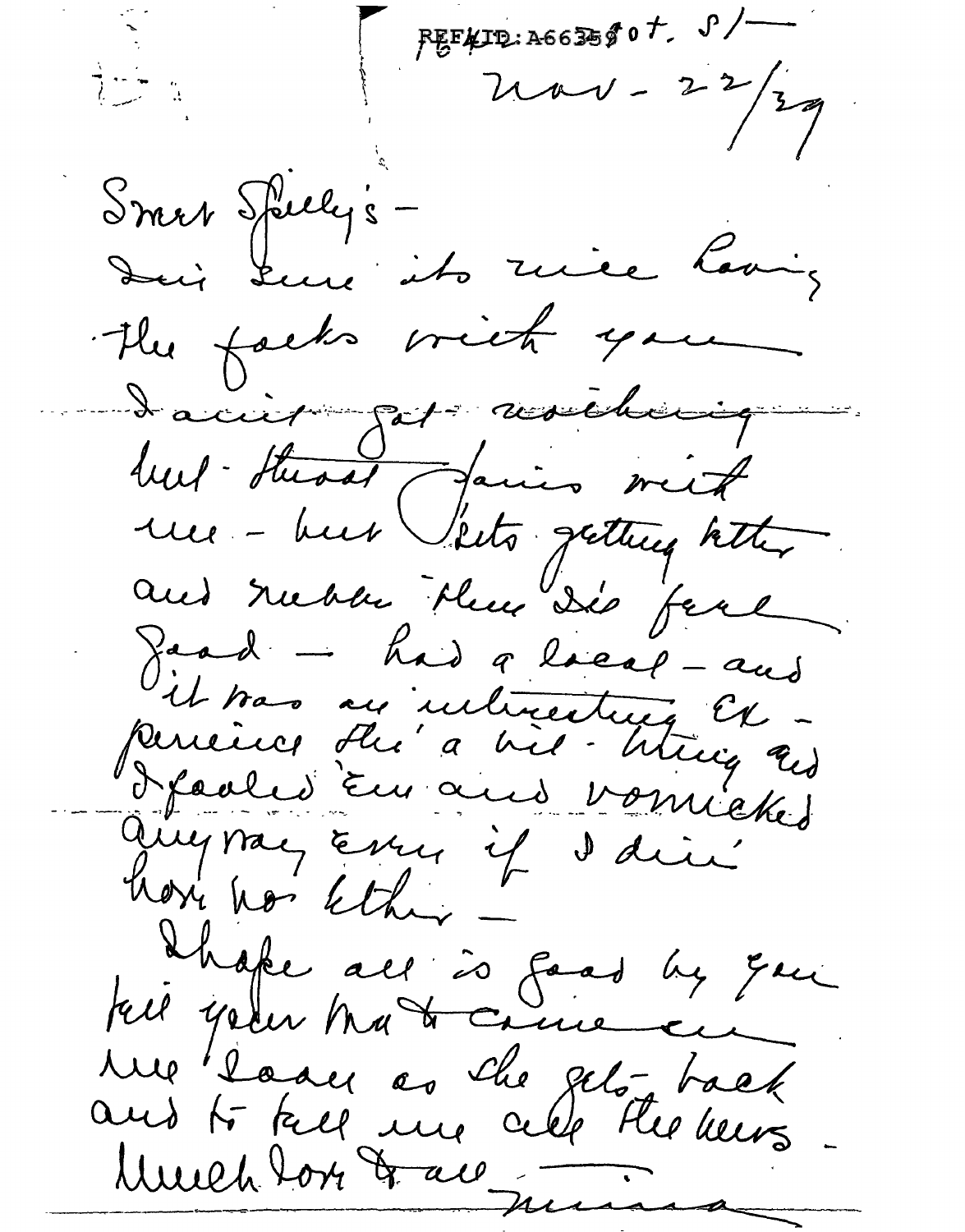REF ID:A66359

Nov - 22/39

Sweet Spilly's -

Its sure its nice having the folks with you - I ain't got nothing but throat pains with me - but its getting better and neither there dis feel good - had a local - and it was an interesting experience tho' a bit - bleeding and I fooled 'em and vomicked anyway even if I didn't have no ether -

I hope all is good by you tell your Ma to come see me soon as she gets back and to tell me all the news -

Much love to all - Mina